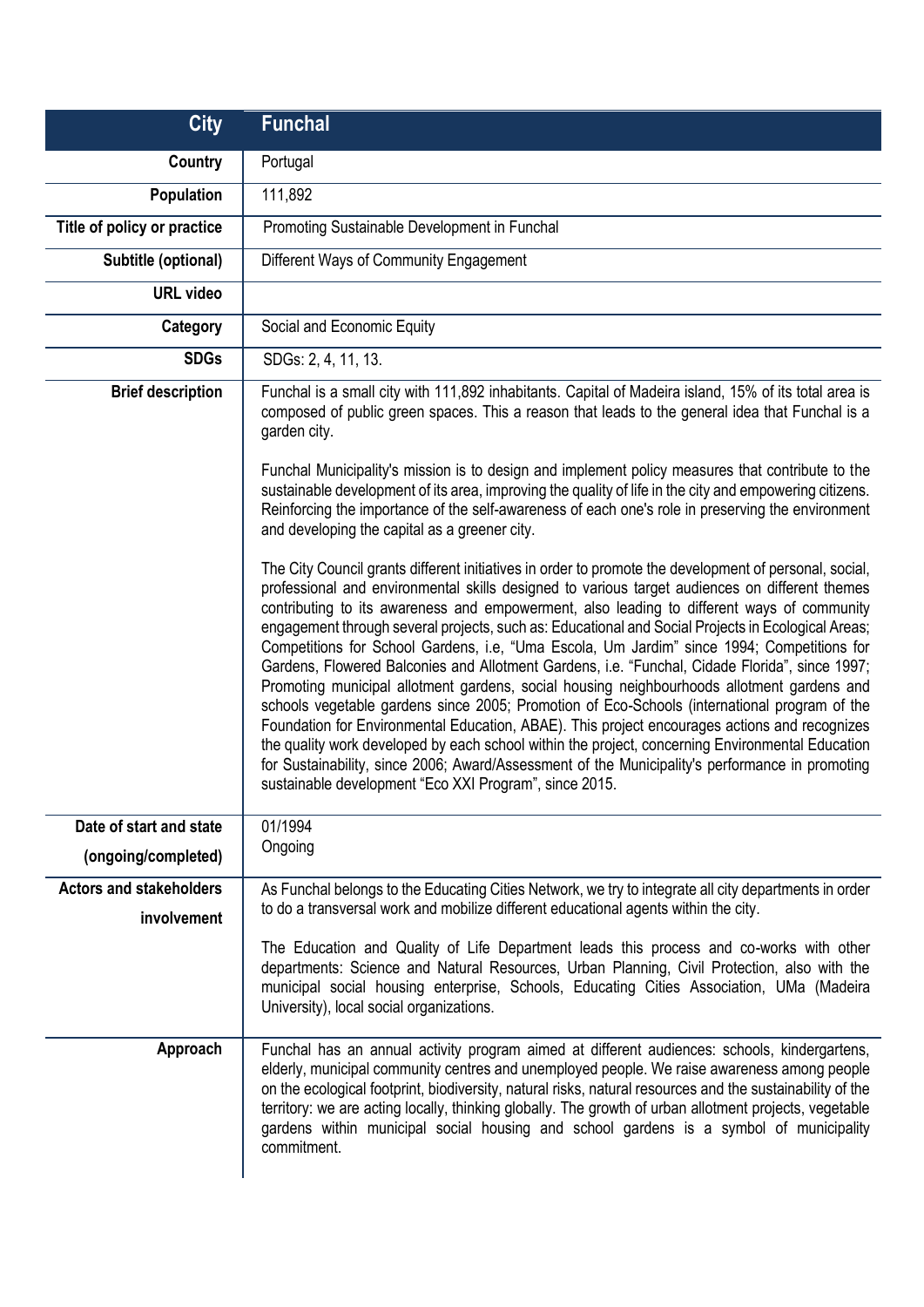| City | Funchal |
| --- | --- |
| Country | Portugal |
| Population | 111,892 |
| Title of policy or practice | Promoting Sustainable Development in Funchal |
| Subtitle (optional) | Different Ways of Community Engagement |
| URL video | |
| Category | Social and Economic Equity |
| SDGs | SDGs: 2, 4, 11, 13. |
| Brief description | Funchal is a small city with 111,892 inhabitants. Capital of Madeira island, 15% of its total area is composed of public green spaces. This a reason that leads to the general idea that Funchal is a garden city.<br><br>Funchal Municipality's mission is to design and implement policy measures that contribute to the sustainable development of its area, improving the quality of life in the city and empowering citizens. Reinforcing the importance of the self-awareness of each one's role in preserving the environment and developing the capital as a greener city.<br><br>The City Council grants different initiatives in order to promote the development of personal, social, professional and environmental skills designed to various target audiences on different themes contributing to its awareness and empowerment, also leading to different ways of community engagement through several projects, such as: Educational and Social Projects in Ecological Areas; Competitions for School Gardens, i.e, "Uma Escola, Um Jardim" since 1994; Competitions for Gardens, Flowered Balconies and Allotment Gardens, i.e. "Funchal, Cidade Florida", since 1997; Promoting municipal allotment gardens, social housing neighbourhoods allotment gardens and schools vegetable gardens since 2005; Promotion of Eco-Schools (international program of the Foundation for Environmental Education, ABAE). This project encourages actions and recognizes the quality work developed by each school within the project, concerning Environmental Education for Sustainability, since 2006; Award/Assessment of the Municipality's performance in promoting sustainable development "Eco XXI Program", since 2015. |
| Date of start and state (ongoing/completed) | 01/1994<br>Ongoing |
| Actors and stakeholders involvement | As Funchal belongs to the Educating Cities Network, we try to integrate all city departments in order to do a transversal work and mobilize different educational agents within the city.<br><br>The Education and Quality of Life Department leads this process and co-works with other departments: Science and Natural Resources, Urban Planning, Civil Protection, also with the municipal social housing enterprise, Schools, Educating Cities Association, UMa (Madeira University), local social organizations. |
| Approach | Funchal has an annual activity program aimed at different audiences: schools, kindergartens, elderly, municipal community centres and unemployed people. We raise awareness among people on the ecological footprint, biodiversity, natural risks, natural resources and the sustainability of the territory: we are acting locally, thinking globally. The growth of urban allotment projects, vegetable gardens within municipal social housing and school gardens is a symbol of municipality commitment. |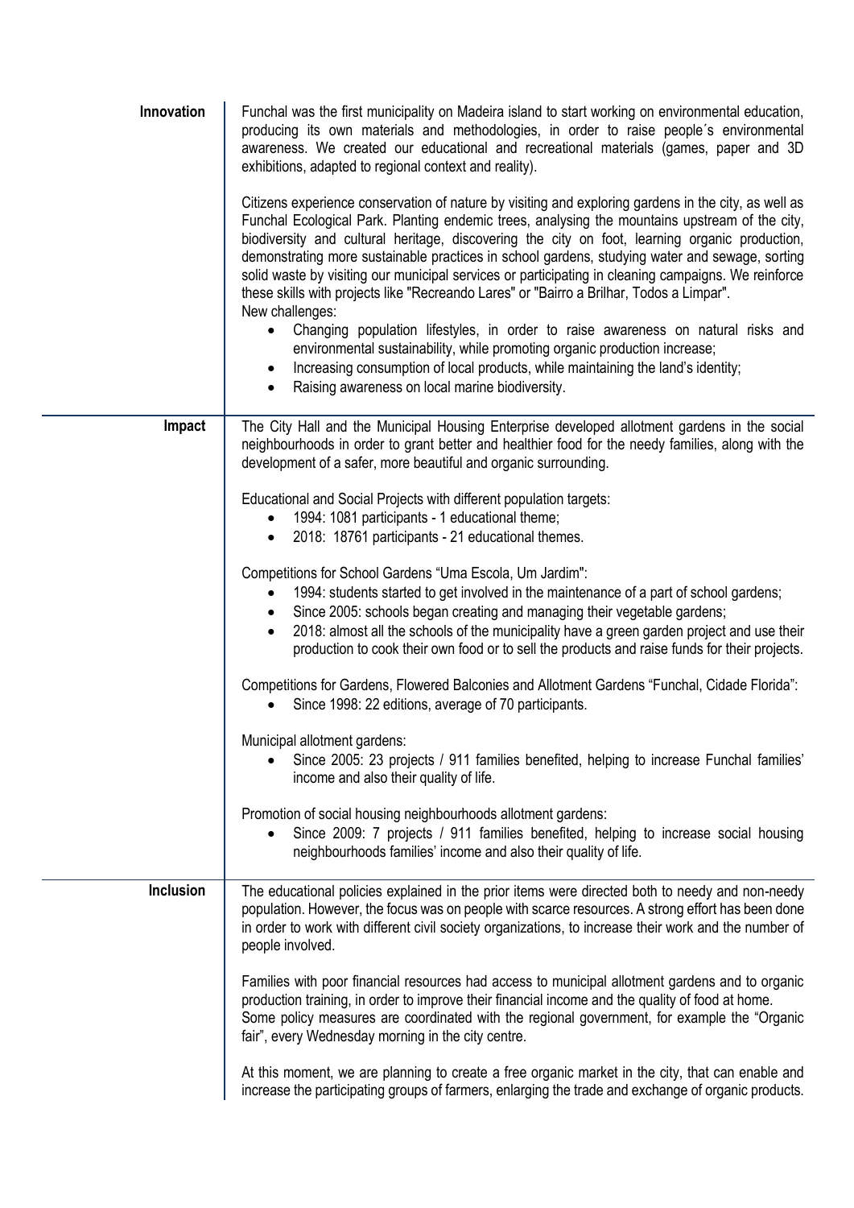| | |
|---|---|
| **Innovation** | Funchal was the first municipality on Madeira island to start working on environmental education, producing its own materials and methodologies, in order to raise people´s environmental awareness. We created our educational and recreational materials (games, paper and 3D exhibitions, adapted to regional context and reality).<br><br>Citizens experience conservation of nature by visiting and exploring gardens in the city, as well as Funchal Ecological Park. Planting endemic trees, analysing the mountains upstream of the city, biodiversity and cultural heritage, discovering the city on foot, learning organic production, demonstrating more sustainable practices in school gardens, studying water and sewage, sorting solid waste by visiting our municipal services or participating in cleaning campaigns. We reinforce these skills with projects like "Recreando Lares" or "Bairro a Brilhar, Todos a Limpar".<br>New challenges:<br>• Changing population lifestyles, in order to raise awareness on natural risks and environmental sustainability, while promoting organic production increase;<br>• Increasing consumption of local products, while maintaining the land's identity;<br>• Raising awareness on local marine biodiversity. |
| **Impact** | The City Hall and the Municipal Housing Enterprise developed allotment gardens in the social neighbourhoods in order to grant better and healthier food for the needy families, along with the development of a safer, more beautiful and organic surrounding.<br><br>Educational and Social Projects with different population targets:<br>• 1994: 1081 participants - 1 educational theme;<br>• 2018: 18761 participants - 21 educational themes.<br><br>Competitions for School Gardens "Uma Escola, Um Jardim":<br>• 1994: students started to get involved in the maintenance of a part of school gardens;<br>• Since 2005: schools began creating and managing their vegetable gardens;<br>• 2018: almost all the schools of the municipality have a green garden project and use their production to cook their own food or to sell the products and raise funds for their projects.<br><br>Competitions for Gardens, Flowered Balconies and Allotment Gardens "Funchal, Cidade Florida":<br>• Since 1998: 22 editions, average of 70 participants.<br><br>Municipal allotment gardens:<br>• Since 2005: 23 projects / 911 families benefited, helping to increase Funchal families' income and also their quality of life.<br><br>Promotion of social housing neighbourhoods allotment gardens:<br>• Since 2009: 7 projects / 911 families benefited, helping to increase social housing neighbourhoods families' income and also their quality of life. |
| **Inclusion** | The educational policies explained in the prior items were directed both to needy and non-needy population. However, the focus was on people with scarce resources. A strong effort has been done in order to work with different civil society organizations, to increase their work and the number of people involved.<br><br>Families with poor financial resources had access to municipal allotment gardens and to organic production training, in order to improve their financial income and the quality of food at home.<br>Some policy measures are coordinated with the regional government, for example the "Organic fair", every Wednesday morning in the city centre.<br><br>At this moment, we are planning to create a free organic market in the city, that can enable and increase the participating groups of farmers, enlarging the trade and exchange of organic products. |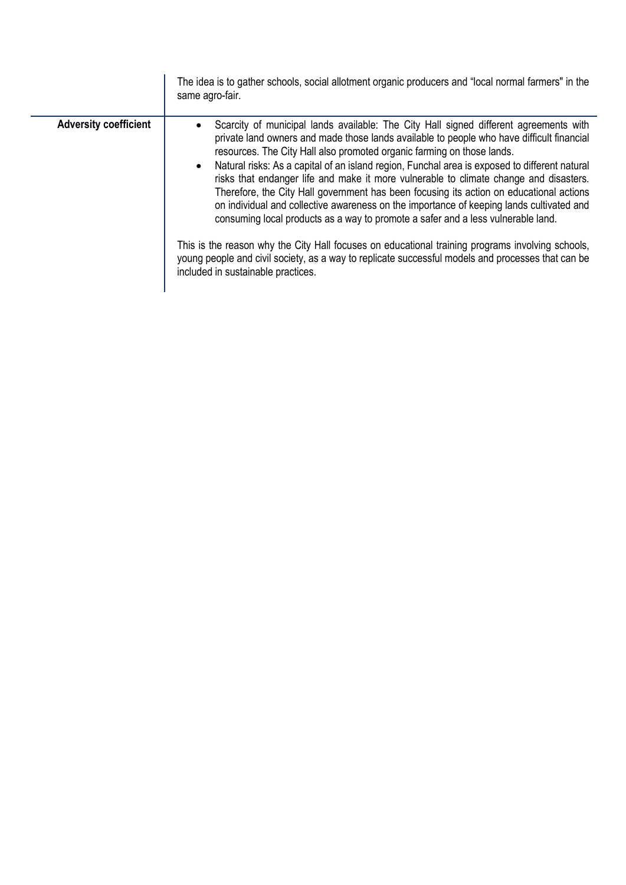| | |
|---|---|
| | The idea is to gather schools, social allotment organic producers and “local normal farmers" in the same agro-fair. |
| **Adversity coefficient** | • Scarcity of municipal lands available: The City Hall signed different agreements with private land owners and made those lands available to people who have difficult financial resources. The City Hall also promoted organic farming on those lands.<br>• Natural risks: As a capital of an island region, Funchal area is exposed to different natural risks that endanger life and make it more vulnerable to climate change and disasters. Therefore, the City Hall government has been focusing its action on educational actions on individual and collective awareness on the importance of keeping lands cultivated and consuming local products as a way to promote a safer and a less vulnerable land.<br><br>This is the reason why the City Hall focuses on educational training programs involving schools, young people and civil society, as a way to replicate successful models and processes that can be included in sustainable practices. |